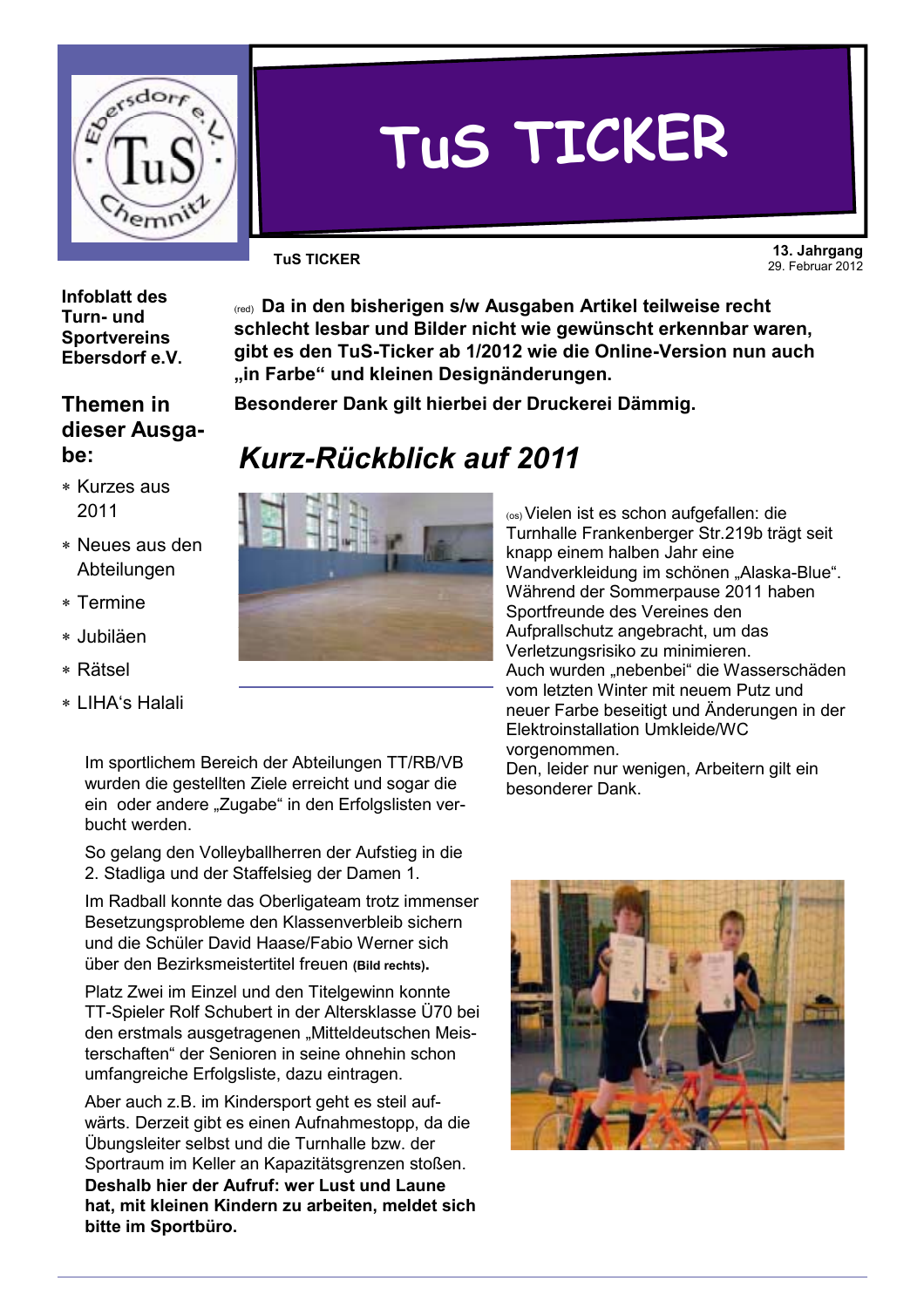# TuS TICKER

**TuS TICKER**

**13. Jahrgang**
29. Februar 2012

**Infoblatt des Turn- und Sportvereins Ebersdorf e.V.**

## Themen in dieser Ausgabe:

- Kurzes aus 2011
- Neues aus den Abteilungen
- Termine
- Jubiläen
- Rätsel
- LIHA's Halali

(red) **Da in den bisherigen s/w Ausgaben Artikel teilweise recht schlecht lesbar und Bilder nicht wie gewünscht erkennbar waren, gibt es den TuS-Ticker ab 1/2012 wie die Online-Version nun auch „in Farbe" und kleinen Designänderungen.**

**Besonderer Dank gilt hierbei der Druckerei Dämmig.**

## *Kurz-Rückblick auf 2011*

(os) Vielen ist es schon aufgefallen: die Turnhalle Frankenberger Str.219b trägt seit knapp einem halben Jahr eine Wandverkleidung im schönen „Alaska-Blue". Während der Sommerpause 2011 haben Sportfreunde des Vereines den Aufprallschutz angebracht, um das Verletzungsrisiko zu minimieren.
Auch wurden „nebenbei" die Wasserschäden vom letzten Winter mit neuem Putz und neuer Farbe beseitigt und Änderungen in der Elektroinstallation Umkleide/WC vorgenommen.
Den, leider nur wenigen, Arbeitern gilt ein besonderer Dank.

Im sportlichem Bereich der Abteilungen TT/RB/VB wurden die gestellten Ziele erreicht und sogar die ein oder andere „Zugabe" in den Erfolgslisten verbucht werden.

So gelang den Volleyballherren der Aufstieg in die 2. Stadliga und der Staffelsieg der Damen 1.

Im Radball konnte das Oberligateam trotz immenser Besetzungsprobleme den Klassenverbleib sichern und die Schüler David Haase/Fabio Werner sich über den Bezirksmeistertitel freuen **(Bild rechts)**.

Platz Zwei im Einzel und den Titelgewinn konnte TT-Spieler Rolf Schubert in der Altersklasse Ü70 bei den erstmals ausgetragenen „Mitteldeutschen Meisterschaften" der Senioren in seine ohnehin schon umfangreiche Erfolgsliste, dazu eintragen.

Aber auch z.B. im Kindersport geht es steil aufwärts. Derzeit gibt es einen Aufnahmestopp, da die Übungsleiter selbst und die Turnhalle bzw. der Sportraum im Keller an Kapazitätsgrenzen stoßen. **Deshalb hier der Aufruf: wer Lust und Laune hat, mit kleinen Kindern zu arbeiten, meldet sich bitte im Sportbüro.**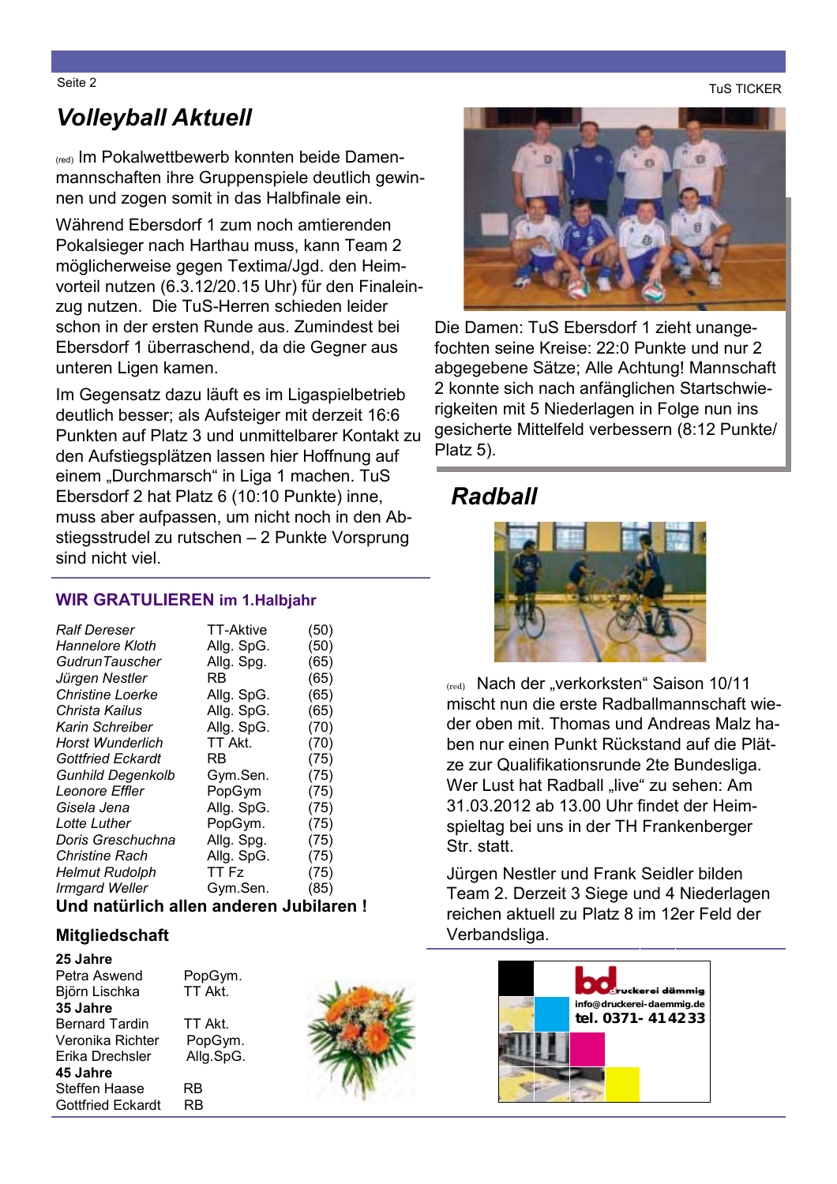# Volleyball Aktuell

(red) Im Pokalwettbewerb konnten beide Damenmannschaften ihre Gruppenspiele deutlich gewinnen und zogen somit in das Halbfinale ein.

Während Ebersdorf 1 zum noch amtierenden Pokalsieger nach Harthau muss, kann Team 2 möglicherweise gegen Textima/Jgd. den Heimvorteil nutzen (6.3.12/20.15 Uhr) für den Finaleinzug nutzen. Die TuS-Herren schieden leider schon in der ersten Runde aus. Zumindest bei Ebersdorf 1 überraschend, da die Gegner aus unteren Ligen kamen.

Im Gegensatz dazu läuft es im Ligaspielbetrieb deutlich besser; als Aufsteiger mit derzeit 16:6 Punkten auf Platz 3 und unmittelbarer Kontakt zu den Aufstiegsplätzen lassen hier Hoffnung auf einem „Durchmarsch" in Liga 1 machen. TuS Ebersdorf 2 hat Platz 6 (10:10 Punkte) inne, muss aber aufpassen, um nicht noch in den Abstiegsstrudel zu rutschen – 2 Punkte Vorsprung sind nicht viel.

Die Damen: TuS Ebersdorf 1 zieht unangefochten seine Kreise: 22:0 Punkte und nur 2 abgegebene Sätze; Alle Achtung! Mannschaft 2 konnte sich nach anfänglichen Startschwierigkeiten mit 5 Niederlagen in Folge nun ins gesicherte Mittelfeld verbessern (8:12 Punkte/ Platz 5).

## WIR GRATULIEREN im 1.Halbjahr

| | | |
|---|---|---|
| *Ralf Dereser* | TT-Aktive | (50) |
| *Hannelore Kloth* | Allg. SpG. | (50) |
| *GudrunTauscher* | Allg. Spg. | (65) |
| *Jürgen Nestler* | RB | (65) |
| *Christine Loerke* | Allg. SpG. | (65) |
| *Christa Kailus* | Allg. SpG. | (65) |
| *Karin Schreiber* | Allg. SpG. | (70) |
| *Horst Wunderlich* | TT Akt. | (70) |
| *Gottfried Eckardt* | RB | (75) |
| *Gunhild Degenkolb* | Gym.Sen. | (75) |
| *Leonore Effler* | PopGym | (75) |
| *Gisela Jena* | Allg. SpG. | (75) |
| *Lotte Luther* | PopGym. | (75) |
| *Doris Greschuchna* | Allg. Spg. | (75) |
| *Christine Rach* | Allg. SpG. | (75) |
| *Helmut Rudolph* | TT Fz | (75) |
| *Irmgard Weller* | Gym.Sen. | (85) |

**Und natürlich allen anderen Jubilaren !**

### Mitgliedschaft

| | |
|---|---|
| **25 Jahre** | |
| Petra Aswend | PopGym. |
| Björn Lischka | TT Akt. |
| **35 Jahre** | |
| Bernard Tardin | TT Akt. |
| Veronika Richter | PopGym. |
| Erika Drechsler | Allg.SpG. |
| **45 Jahre** | |
| Steffen Haase | RB |
| Gottfried Eckardt | RB |

# Radball

(red) Nach der „verkorksten" Saison 10/11 mischt nun die erste Radballmannschaft wieder oben mit. Thomas und Andreas Malz haben nur einen Punkt Rückstand auf die Plätze zur Qualifikationsrunde 2te Bundesliga. Wer Lust hat Radball „live" zu sehen: Am 31.03.2012 ab 13.00 Uhr findet der Heimspieltag bei uns in der TH Frankenberger Str. statt.

Jürgen Nestler und Frank Seidler bilden Team 2. Derzeit 3 Siege und 4 Niederlagen reichen aktuell zu Platz 8 im 12er Feld der Verbandsliga.

bd druckerei dämmig
info@druckerei-daemmig.de
tel. 0371- 41 42 33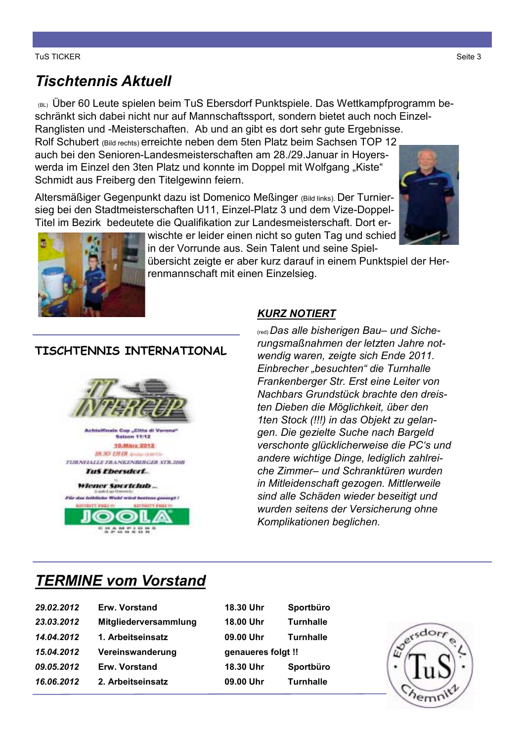# *Tischtennis Aktuell*

(BL) Über 60 Leute spielen beim TuS Ebersdorf Punktspiele. Das Wettkampfprogramm beschränkt sich dabei nicht nur auf Mannschaftssport, sondern bietet auch noch Einzel-Ranglisten und -Meisterschaften. Ab und an gibt es dort sehr gute Ergebnisse. Rolf Schubert (Bild rechts) erreichte neben dem 5ten Platz beim Sachsen TOP 12 auch bei den Senioren-Landesmeisterschaften am 28./29.Januar in Hoyerswerda im Einzel den 3ten Platz und konnte im Doppel mit Wolfgang „Kiste" Schmidt aus Freiberg den Titelgewinn feiern.

Altersmäßiger Gegenpunkt dazu ist Domenico Meßinger (Bild links). Der Turniersieg bei den Stadtmeisterschaften U11, Einzel-Platz 3 und dem Vize-Doppel-Titel im Bezirk bedeutete die Qualifikation zur Landesmeisterschaft. Dort erwischte er leider einen nicht so guten Tag und schied in der Vorrunde aus. Sein Talent und seine Spielübersicht zeigte er aber kurz darauf in einem Punktspiel der Herrenmannschaft mit einen Einzelsieg.

## TISCHTENNIS INTERNATIONAL

TT INTERCUP

Achtelfinale Cup „Citta di Verona" Saison 11/12

10.März 2012

18.30 UHR

TURNHALLE FRANKENBERGER STR.

TuS Ebersdorf

Wiener Sportclub

Für das leibliche Wohl wird bestens gesorgt!

EINTRITT FREI !!! EINTRITT FREI !!!

JOOLA CHAMPIONS SPONSOR

## *KURZ NOTIERT*

(red) *Das alle bisherigen Bau– und Sicherungsmaßnahmen der letzten Jahre notwendig waren, zeigte sich Ende 2011. Einbrecher „besuchten" die Turnhalle Frankenberger Str. Erst eine Leiter von Nachbars Grundstück brachte den dreisten Dieben die Möglichkeit, über den 1ten Stock (!!!) in das Objekt zu gelangen. Die gezielte Suche nach Bargeld verschonte glücklicherweise die PC's und andere wichtige Dinge, lediglich zahlreiche Zimmer– und Schranktüren wurden in Mitleidenschaft gezogen. Mittlerweile sind alle Schäden wieder beseitigt und wurden seitens der Versicherung ohne Komplikationen beglichen.*

## *TERMINE vom Vorstand*

| | | | |
|---|---|---|---|
| ***29.02.2012*** | **Erw. Vorstand** | **18.30 Uhr** | **Sportbüro** |
| ***23.03.2012*** | **Mitgliederversammlung** | **18.00 Uhr** | **Turnhalle** |
| ***14.04.2012*** | **1. Arbeitseinsatz** | **09.00 Uhr** | **Turnhalle** |
| ***15.04.2012*** | **Vereinswanderung** | **genaueres folgt !!** | |
| ***09.05.2012*** | **Erw. Vorstand** | **18.30 Uhr** | **Sportbüro** |
| ***16.06.2012*** | **2. Arbeitseinsatz** | **09.00 Uhr** | **Turnhalle** |

Ebersdorf e.V. TuS Chemnitz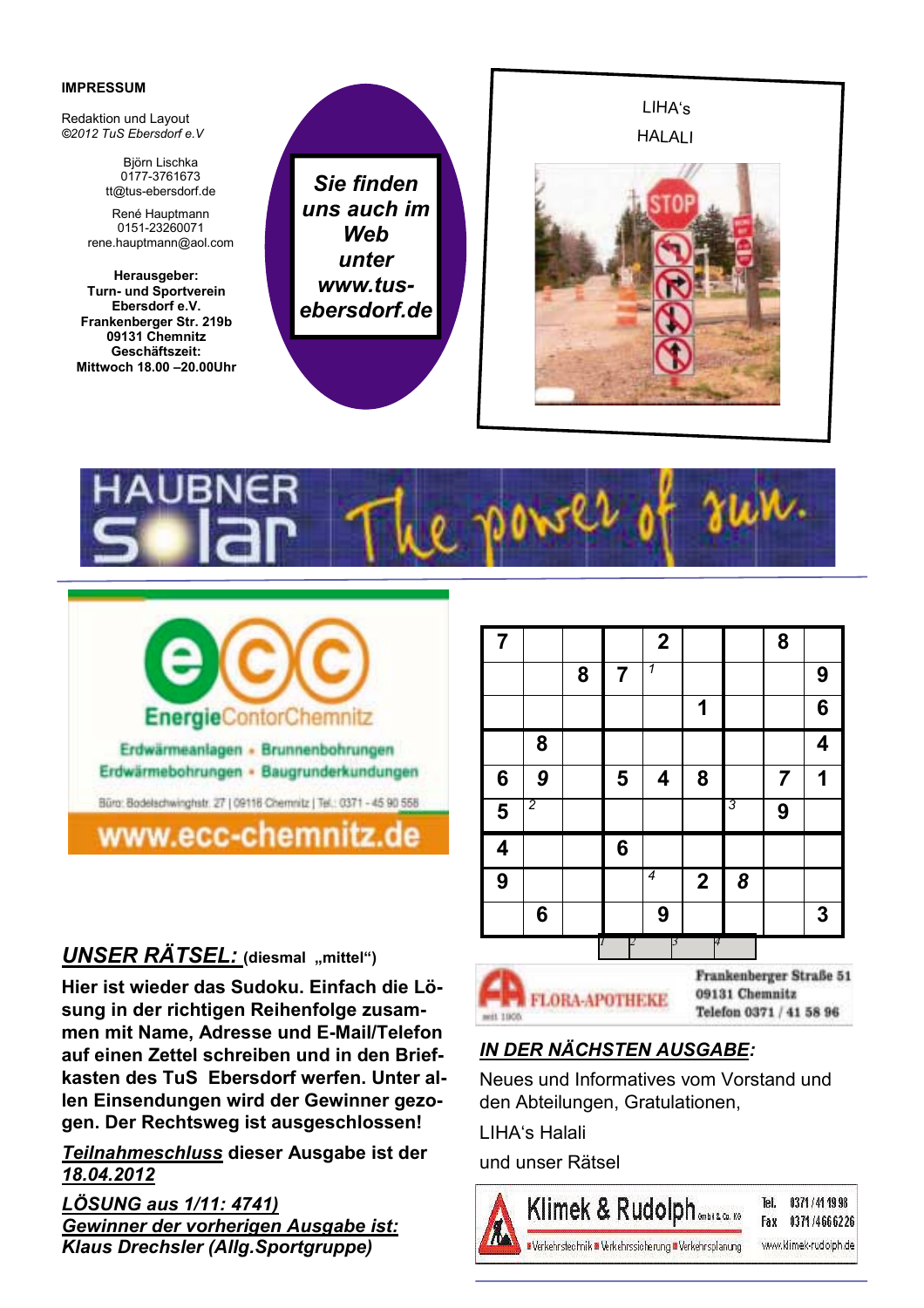**IMPRESSUM**

Redaktion und Layout
*©2012 TuS Ebersdorf e.V*

Björn Lischka
0177-3761673
tt@tus-ebersdorf.de

René Hauptmann
0151-23260071
rene.hauptmann@aol.com

**Herausgeber:**
**Turn- und Sportverein Ebersdorf e.V.**
**Frankenberger Str. 219b**
**09131 Chemnitz**
**Geschäftszeit:**
**Mittwoch 18.00 –20.00Uhr**

***Sie finden uns auch im Web unter www.tus-ebersdorf.de***

LIHA's
HALALI

HAUBNER solar The power of sun.

**EnergieContorChemnitz**
Erdwärmeanlagen • Brunnenbohrungen
Erdwärmebohrungen • Baugrunderkundungen
Büro: Bodelschwinghstr. 27 | 09116 Chemnitz | Tel.: 0371 - 45 90 558
www.ecc-chemnitz.de

| | | | | | | | | |
|---|---|---|---|---|---|---|---|---|
| 7 | | | | 2 | | | 8 | |
| | | 8 | 7 | (1) | | | | 9 |
| | | | | | 1 | | | 6 |
| | 8 | | | | | | | 4 |
| 6 | 9 | | 5 | 4 | 8 | | 7 | 1 |
| 5 | (2) | | | | | (3) | 9 | |
| 4 | | | 6 | | | | | |
| 9 | | | | (4) | 2 | 8 | | |
| | 6 | | | 9 | | | | 3 |

Lösung: 1 | 2 | 3 | 4

## UNSER RÄTSEL: (diesmal „mittel")

**Hier ist wieder das Sudoku. Einfach die Lösung in der richtigen Reihenfolge zusammen mit Name, Adresse und E-Mail/Telefon auf einen Zettel schreiben und in den Briefkasten des TuS Ebersdorf werfen. Unter allen Einsendungen wird der Gewinner gezogen. Der Rechtsweg ist ausgeschlossen!**

***Teilnahmeschluss*** **dieser Ausgabe ist der** ***18.04.2012***

***LÖSUNG aus 1/11: 4741)***
***Gewinner der vorherigen Ausgabe ist:***
***Klaus Drechsler (Allg.Sportgruppe)***

FLORA-APOTHEKE seit 1905
Frankenberger Straße 51
09131 Chemnitz
Telefon 0371 / 41 58 96

## *IN DER NÄCHSTEN AUSGABE:*

Neues und Informatives vom Vorstand und den Abteilungen, Gratulationen,

LIHA's Halali

und unser Rätsel

Klimek & Rudolph GmbH & Co. KG
Verkehrstechnik ■ Verkehrssicherung ■ Verkehrsplanung
Tel. 0371 / 41 19 98
Fax 0371 / 4666226
www.klimek-rudolph.de